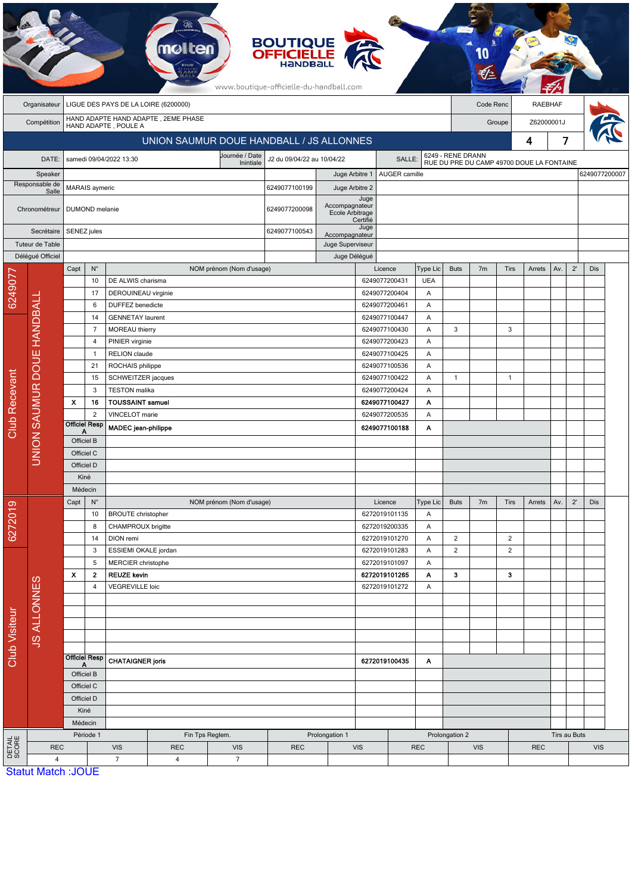| Organisateur | LIGUE DES PAYS DE LA LOIRE (6200000) | Code Renc | RAEBHAF |
|---|---|---|---|
| Compétition | HAND ADAPTE HAND ADAPTE , 2EME PHASE HAND ADAPTE , POULE A | Groupe | Z62000001J |

## UNION SAUMUR DOUE HANDBALL / JS ALLONNES — 4 / 7

| DATE: | samedi 09/04/2022 13:30 | Journée / Date Inintiale | J2 du 09/04/22 au 10/04/22 | SALLE: | 6249 - RENE DRANN RUE DU PRE DU CAMP 49700 DOUE LA FONTAINE |
|---|---|---|---|---|---|

| | | | | | |
|---|---|---|---|---|---|
| Speaker | | | Juge Arbitre 1 | AUGER camille | 6249077200007 |
| Responsable de Salle | MARAIS aymeric | 6249077100199 | Juge Arbitre 2 | | |
| Chronométreur | DUMOND melanie | 6249077200098 | Juge Accompagnateur Ecole Arbitrage Certifié | | |
| Secrétaire | SENEZ jules | 6249077100543 | Juge Accompagnateur | | |
| Tuteur de Table | | | Juge Superviseur | | |
| Délégué Officiel | | | Juge Délégué | | |

### Club Recevant — 6249077 — UNION SAUMUR DOUE HANDBALL

| Capt | N° | NOM prénom (Nom d'usage) | Licence | Type Lic | Buts | 7m | Tirs | Arrets | Av. | 2' | Dis |
|---|---|---|---|---|---|---|---|---|---|---|---|
| | 10 | DE ALWIS charisma | 6249077200431 | UEA | | | | | | | |
| | 17 | DEROUINEAU virginie | 6249077200404 | A | | | | | | | |
| | 6 | DUFFEZ benedicte | 6249077200461 | A | | | | | | | |
| | 14 | GENNETAY laurent | 6249077100447 | A | | | | | | | |
| | 7 | MOREAU thierry | 6249077100430 | A | 3 | | 3 | | | | |
| | 4 | PINIER virginie | 6249077200423 | A | | | | | | | |
| | 1 | RELION claude | 6249077100425 | A | | | | | | | |
| | 21 | ROCHAIS philippe | 6249077100536 | A | | | | | | | |
| | 15 | SCHWEITZER jacques | 6249077100422 | A | 1 | | 1 | | | | |
| | 3 | TESTON malika | 6249077200424 | A | | | | | | | |
| **X** | **16** | **TOUSSAINT samuel** | **6249077100427** | **A** | | | | | | | |
| | 2 | VINCELOT marie | 6249077200535 | A | | | | | | | |
| Officiel Resp A | | **MADEC jean-philippe** | **6249077100188** | **A** | | | | | | | |
| Officiel B | | | | | | | | | | | |
| Officiel C | | | | | | | | | | | |
| Officiel D | | | | | | | | | | | |
| Kiné | | | | | | | | | | | |
| Médecin | | | | | | | | | | | |

### Club Visiteur — 6272019 — JS ALLONNES

| Capt | N° | NOM prénom (Nom d'usage) | Licence | Type Lic | Buts | 7m | Tirs | Arrets | Av. | 2' | Dis |
|---|---|---|---|---|---|---|---|---|---|---|---|
| | 10 | BROUTE christopher | 6272019101135 | A | | | | | | | |
| | 8 | CHAMPROUX brigitte | 6272019200335 | A | | | | | | | |
| | 14 | DION remi | 6272019101270 | A | 2 | | 2 | | | | |
| | 3 | ESSIEMI OKALE jordan | 6272019101283 | A | 2 | | 2 | | | | |
| | 5 | MERCIER christophe | 6272019101097 | A | | | | | | | |
| **X** | **2** | **REUZE kevin** | **6272019101265** | **A** | **3** | | **3** | | | | |
| | 4 | VEGREVILLE loic | 6272019101272 | A | | | | | | | |
| Officiel Resp A | | **CHATAIGNER joris** | **6272019100435** | **A** | | | | | | | |
| Officiel B | | | | | | | | | | | |
| Officiel C | | | | | | | | | | | |
| Officiel D | | | | | | | | | | | |
| Kiné | | | | | | | | | | | |
| Médecin | | | | | | | | | | | |

### DETAIL SCORE

| Période 1 | | Fin Tps Reglem. | | Prolongation 1 | | Prolongation 2 | | Tirs au Buts | |
|---|---|---|---|---|---|---|---|---|---|
| REC | VIS | REC | VIS | REC | VIS | REC | VIS | REC | VIS |
| 4 | 7 | 4 | 7 | | | | | | |

Statut Match :JOUE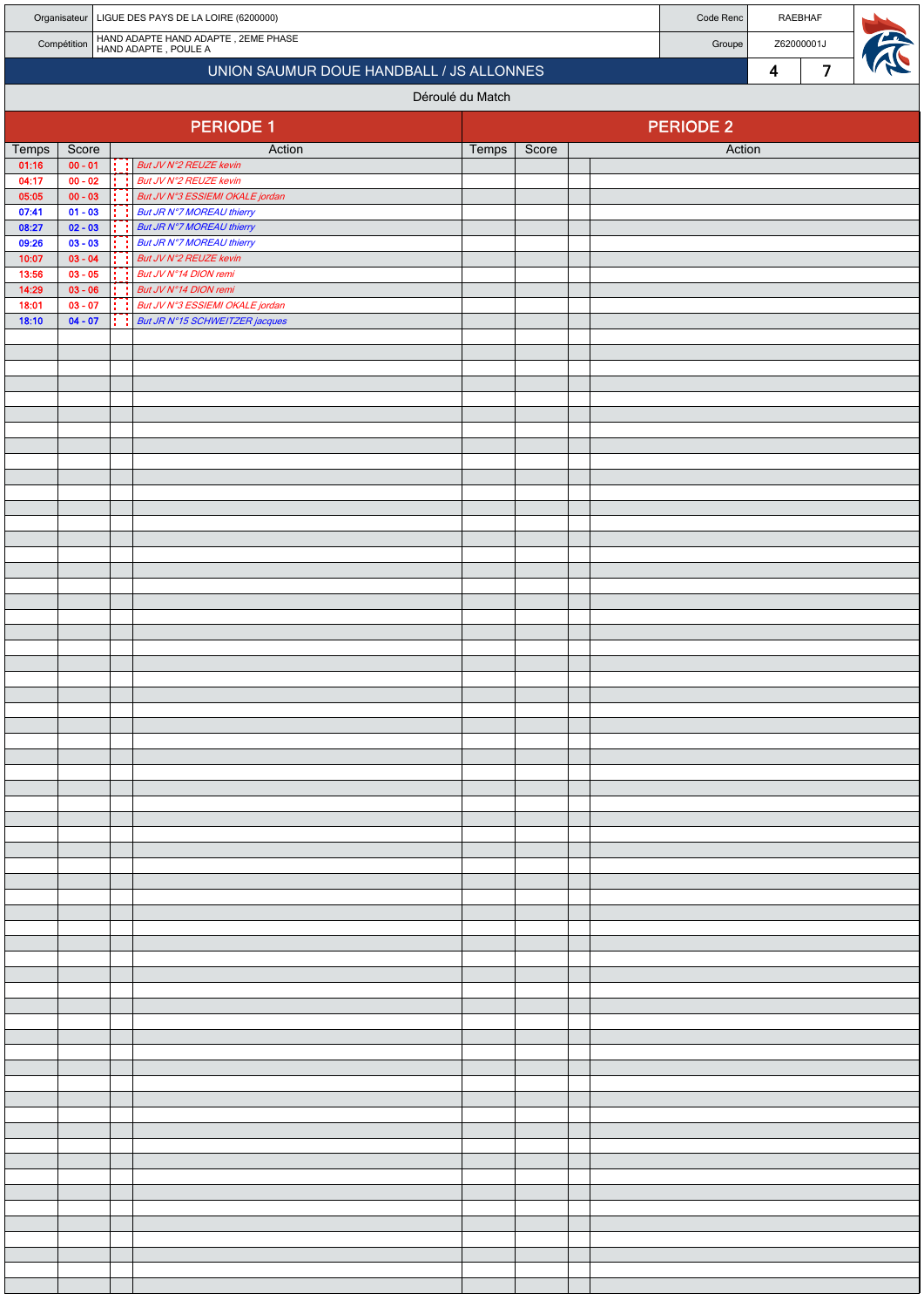| Organisateur | LIGUE DES PAYS DE LA LOIRE (6200000) | Code Renc | RAEBHAF |
|---|---|---|---|
| Compétition | HAND ADAPTE HAND ADAPTE , 2EME PHASE HAND ADAPTE , POULE A | Groupe | Z62000001J |

## UNION SAUMUR DOUE HANDBALL / JS ALLONNES

**4** | **7**

Déroulé du Match

### PERIODE 1

| Temps | Score | Action |
|---|---|---|
| 01:16 | 00 - 01 | *But JV N°2 REUZE kevin* |
| 04:17 | 00 - 02 | *But JV N°2 REUZE kevin* |
| 05:05 | 00 - 03 | *But JV N°3 ESSIEMI OKALE jordan* |
| 07:41 | 01 - 03 | *But JR N°7 MOREAU thierry* |
| 08:27 | 02 - 03 | *But JR N°7 MOREAU thierry* |
| 09:26 | 03 - 03 | *But JR N°7 MOREAU thierry* |
| 10:07 | 03 - 04 | *But JV N°2 REUZE kevin* |
| 13:56 | 03 - 05 | *But JV N°14 DION remi* |
| 14:29 | 03 - 06 | *But JV N°14 DION remi* |
| 18:01 | 03 - 07 | *But JV N°3 ESSIEMI OKALE jordan* |
| 18:10 | 04 - 07 | *But JR N°15 SCHWEITZER jacques* |

### PERIODE 2

| Temps | Score | Action |
|---|---|---|
| | | |